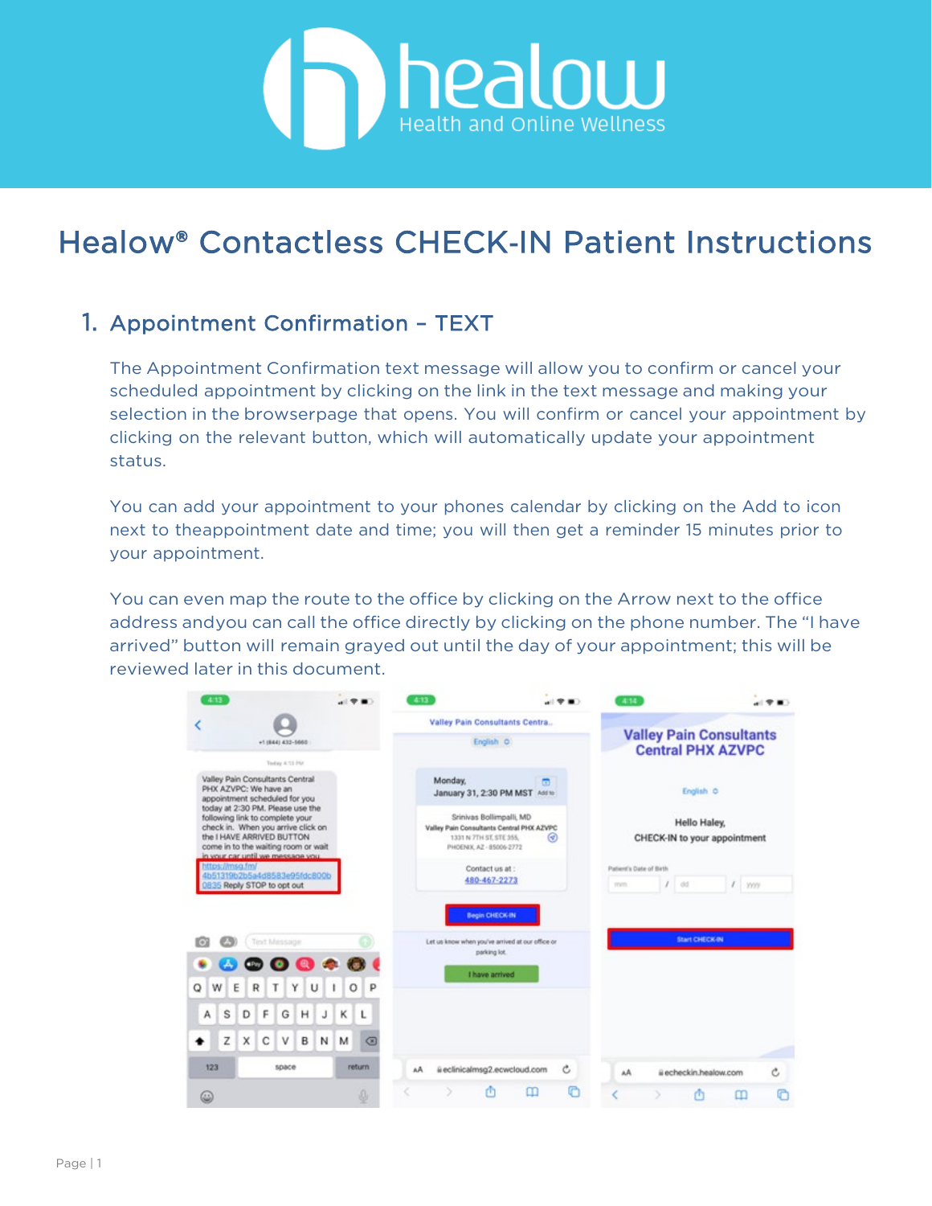# Healow® Contactless CHECK-IN Patient Instructions

## 1. Appointment Confirmation – TEXT

The Appointment Confirmation text message will allow you to confirm or cancel your scheduled appointment by clicking on the link in the text message and making your selection in the browserpage that opens. You will confirm or cancel your appointment by clicking on the relevant button, which will automatically update your appointment status.

You can add your appointment to your phones calendar by clicking on the Add to icon next to theappointment date and time; you will then get a reminder 15 minutes prior to your appointment.

You can even map the route to the office by clicking on the Arrow next to the office address andyou can call the office directly by clicking on the phone number. The "I have arrived" button will remain grayed out until the day of your appointment; this will be reviewed later in this document.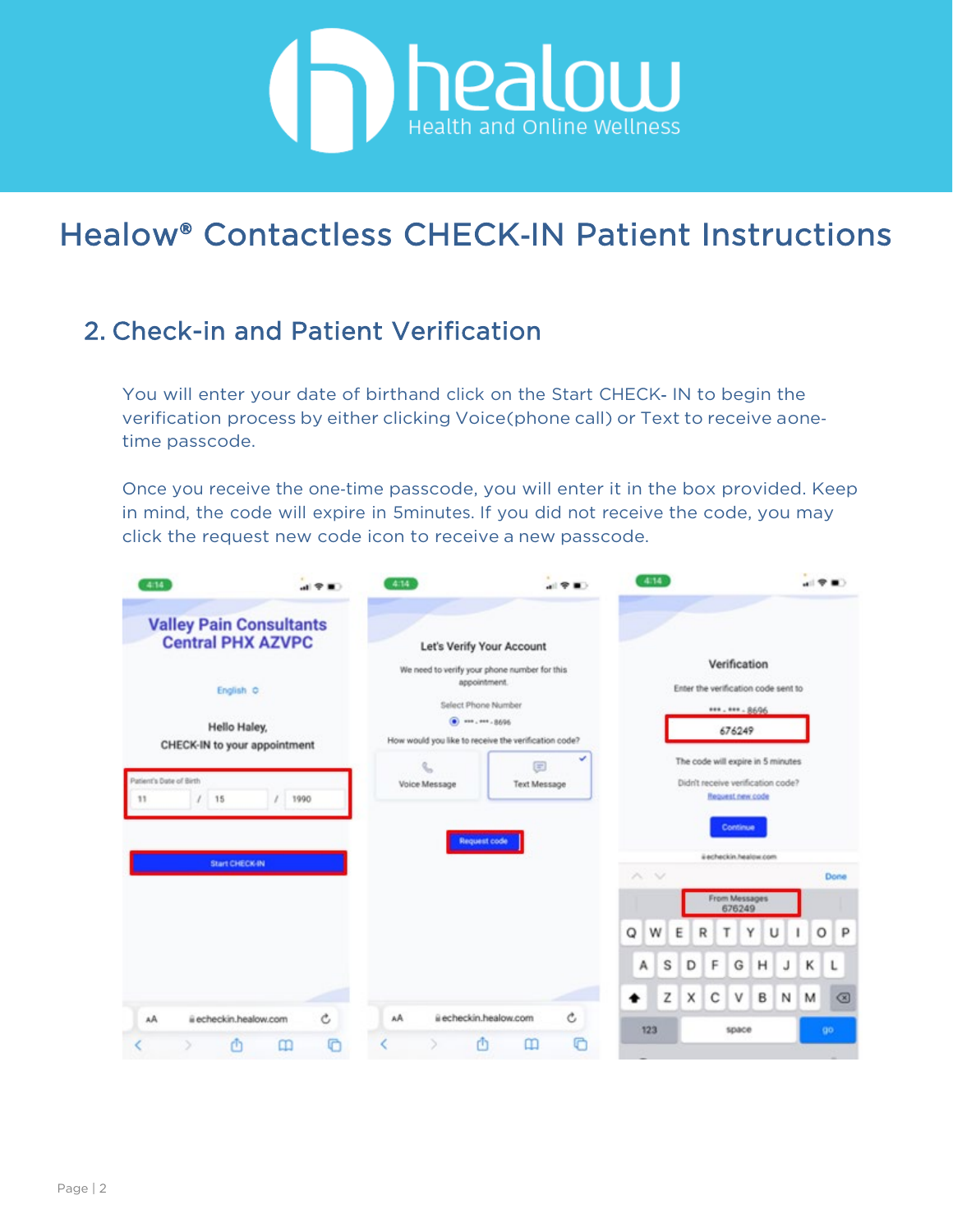# Healow® Contactless CHECK-IN Patient Instructions

## 2. Check-in and Patient Verification

You will enter your date of birthand click on the Start CHECK- IN to begin the verification process by either clicking Voice(phone call) or Text to receive aone-time passcode.

Once you receive the one-time passcode, you will enter it in the box provided. Keep in mind, the code will expire in 5minutes. If you did not receive the code, you may click the request new code icon to receive a new passcode.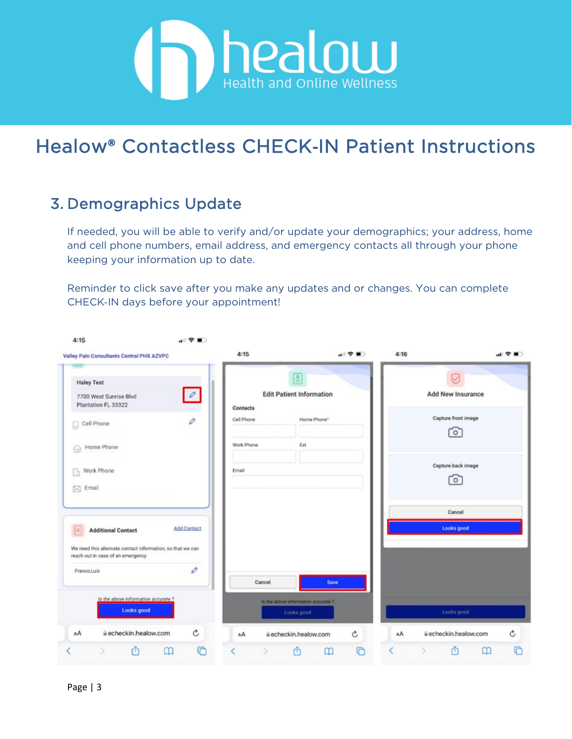# healow

Health and Online Wellness

## Healow® Contactless CHECK-IN Patient Instructions

### 3. Demographics Update

If needed, you will be able to verify and/or update your demographics; your address, home and cell phone numbers, email address, and emergency contacts all through your phone keeping your information up to date.

Reminder to click save after you make any updates and or changes. You can complete CHECK-IN days before your appointment!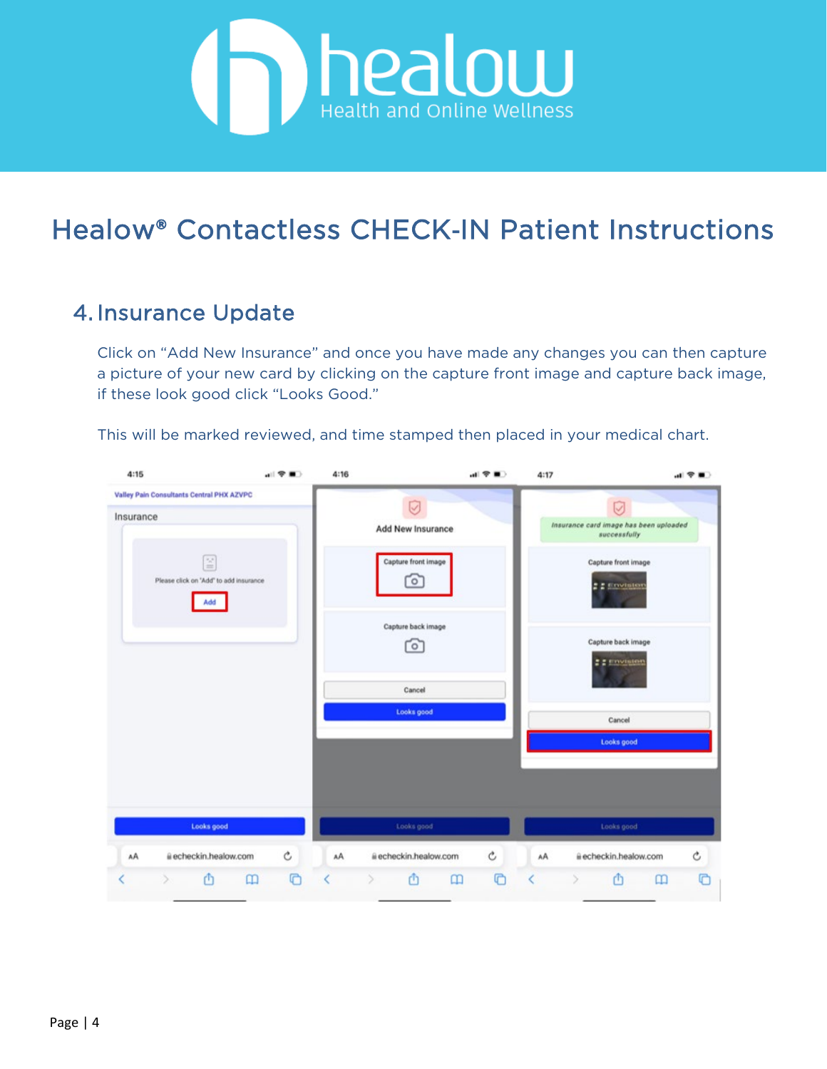# Healow® Contactless CHECK-IN Patient Instructions

## 4. Insurance Update

Click on "Add New Insurance" and once you have made any changes you can then capture a picture of your new card by clicking on the capture front image and capture back image, if these look good click "Looks Good."

This will be marked reviewed, and time stamped then placed in your medical chart.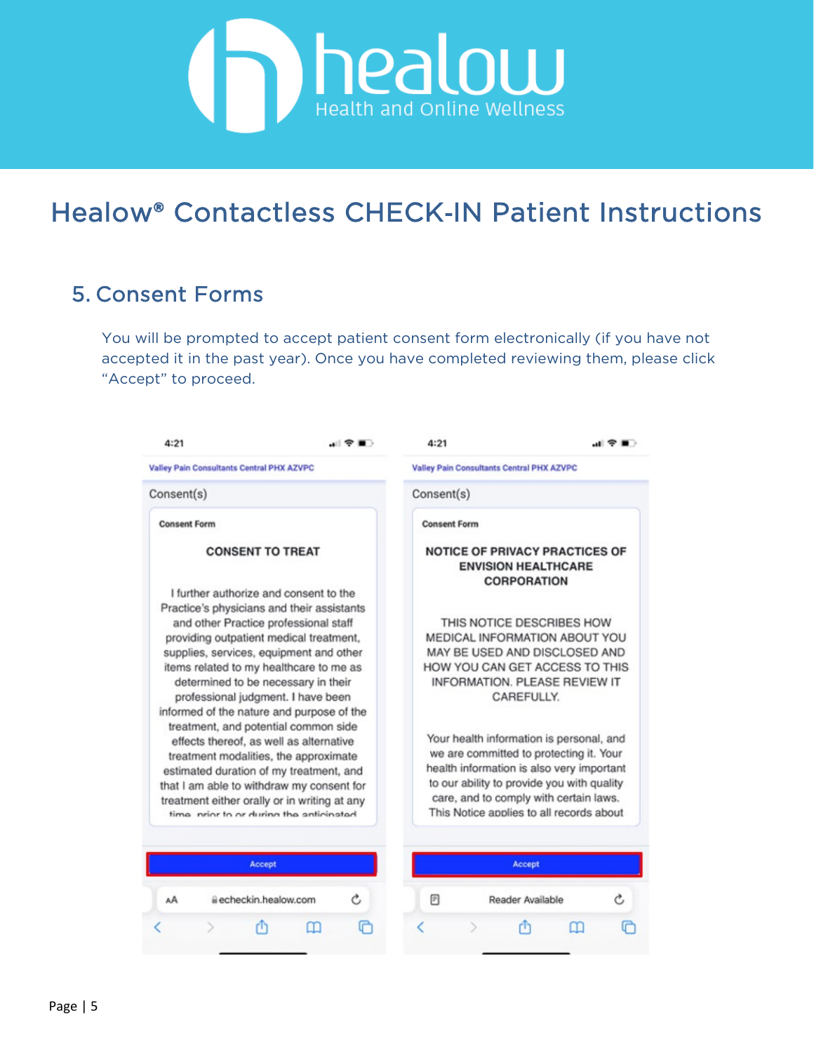# Healow® Contactless CHECK-IN Patient Instructions

## 5. Consent Forms

You will be prompted to accept patient consent form electronically (if you have not accepted it in the past year). Once you have completed reviewing them, please click "Accept" to proceed.

4:21

Valley Pain Consultants Central PHX AZVPC

Consent(s)

Consent Form

CONSENT TO TREAT

I further authorize and consent to the Practice's physicians and their assistants and other Practice professional staff providing outpatient medical treatment, supplies, services, equipment and other items related to my healthcare to me as determined to be necessary in their professional judgment. I have been informed of the nature and purpose of the treatment, and potential common side effects thereof, as well as alternative treatment modalities, the approximate estimated duration of my treatment, and that I am able to withdraw my consent for treatment either orally or in writing at any time prior to or during the anticipated

Accept

echeckin.healow.com

4:21

Valley Pain Consultants Central PHX AZVPC

Consent(s)

Consent Form

NOTICE OF PRIVACY PRACTICES OF ENVISION HEALTHCARE CORPORATION

THIS NOTICE DESCRIBES HOW MEDICAL INFORMATION ABOUT YOU MAY BE USED AND DISCLOSED AND HOW YOU CAN GET ACCESS TO THIS INFORMATION. PLEASE REVIEW IT CAREFULLY.

Your health information is personal, and we are committed to protecting it. Your health information is also very important to our ability to provide you with quality care, and to comply with certain laws. This Notice applies to all records about

Accept

Reader Available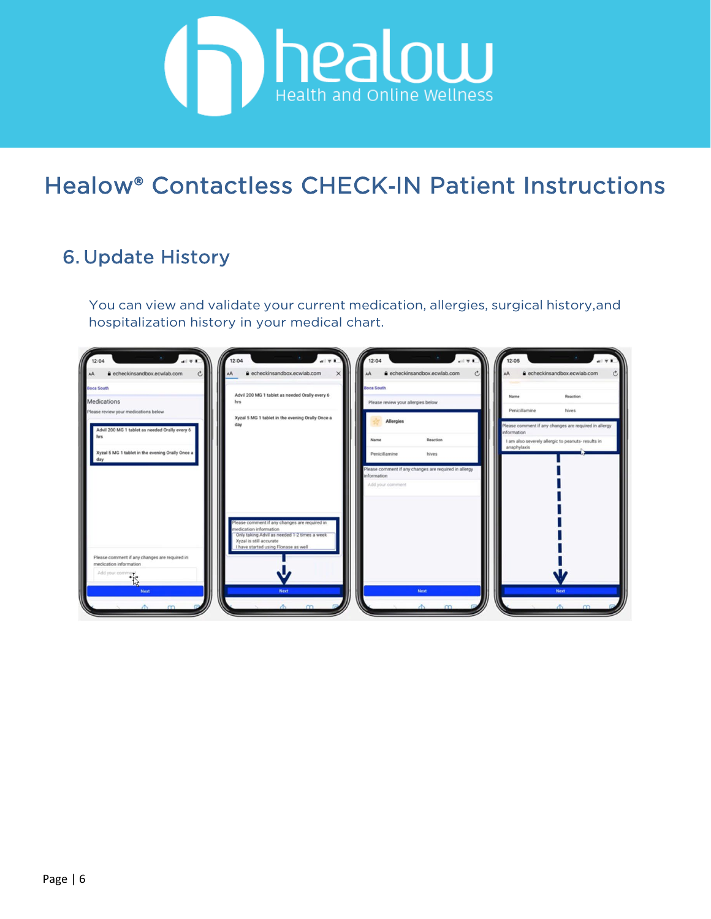# Healow® Contactless CHECK-IN Patient Instructions

## 6. Update History

You can view and validate your current medication, allergies, surgical history,and hospitalization history in your medical chart.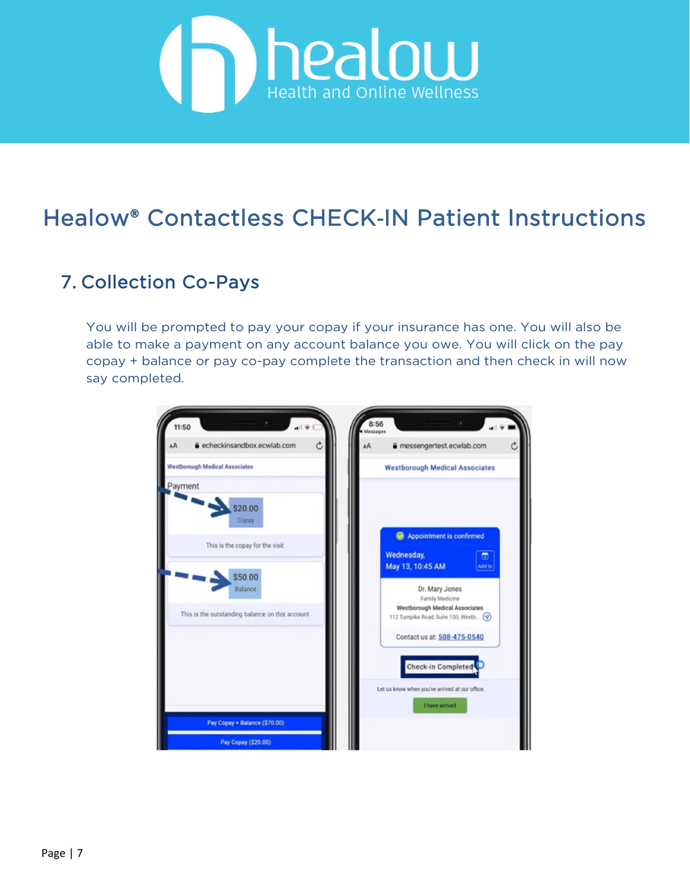# Healow® Contactless CHECK-IN Patient Instructions

## 7. Collection Co-Pays

You will be prompted to pay your copay if your insurance has one. You will also be able to make a payment on any account balance you owe. You will click on the pay copay + balance or pay co-pay complete the transaction and then check in will now say completed.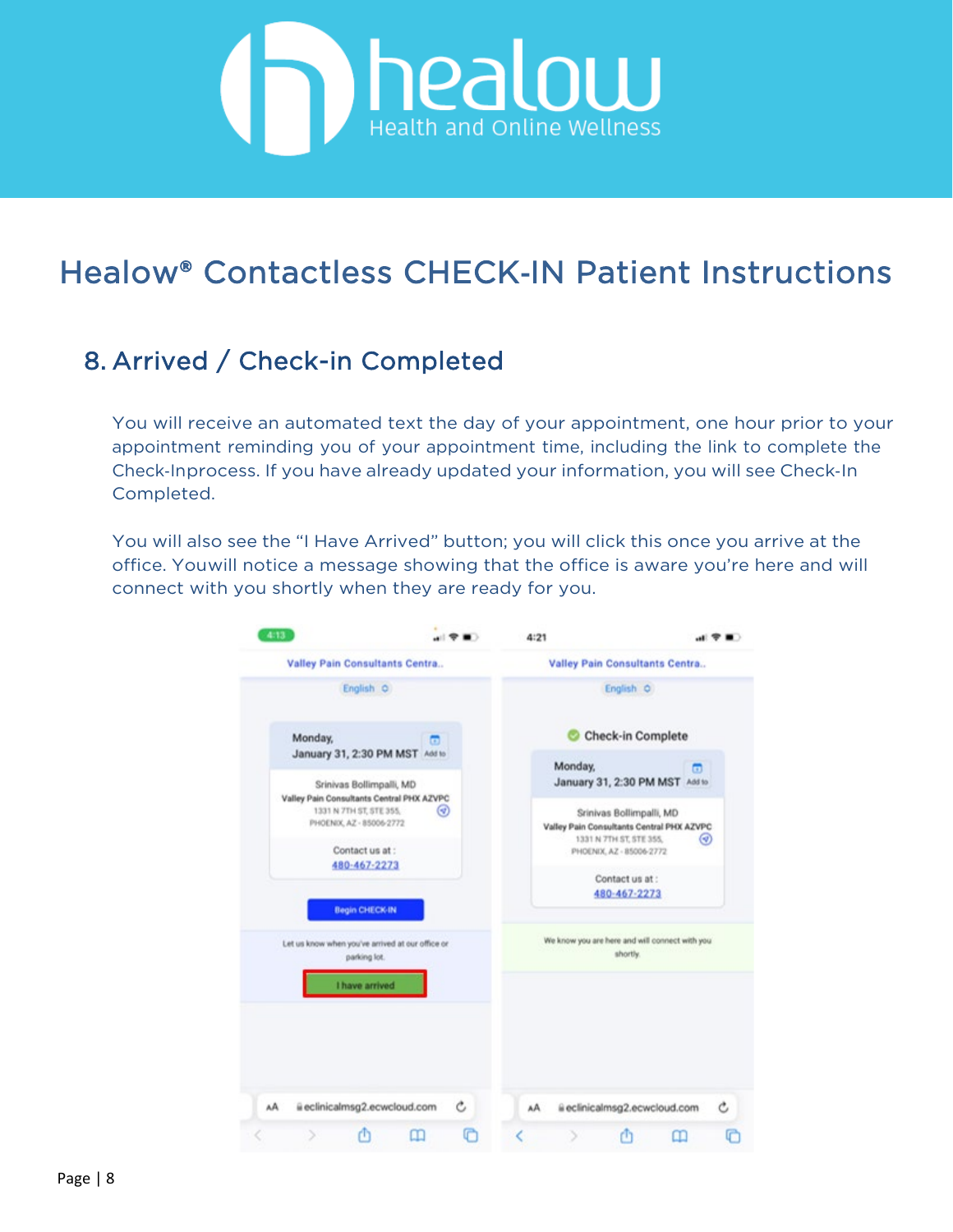# Healow® Contactless CHECK-IN Patient Instructions

## 8. Arrived / Check-in Completed

You will receive an automated text the day of your appointment, one hour prior to your appointment reminding you of your appointment time, including the link to complete the Check-Inprocess. If you have already updated your information, you will see Check-In Completed.

You will also see the “I Have Arrived” button; you will click this once you arrive at the office. Youwill notice a message showing that the office is aware you’re here and will connect with you shortly when they are ready for you.